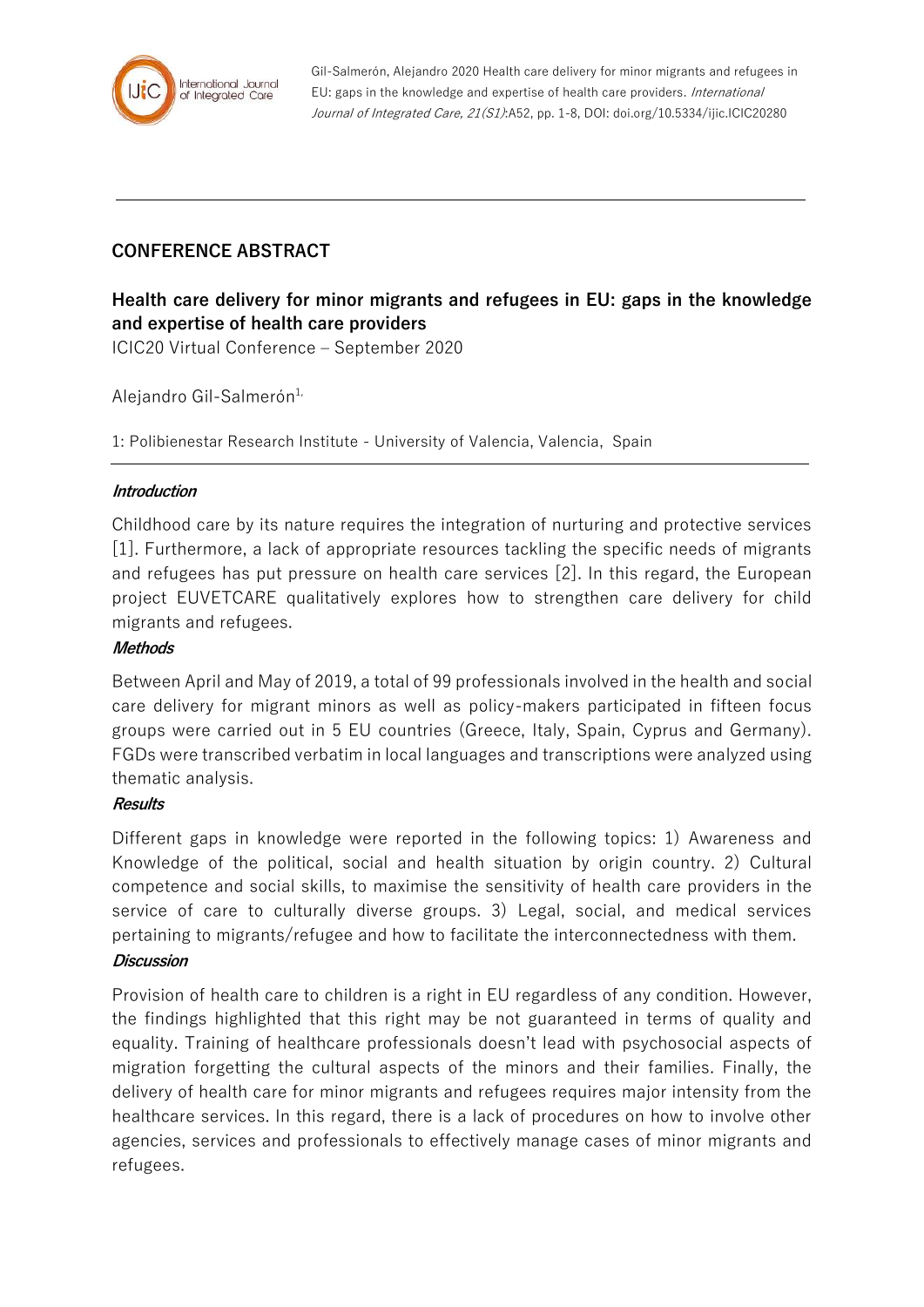Gil-Salmerón, Alejandro 2020 Health care delivery for minor migrants and refugees in EU: gaps in the knowledge and expertise of health care providers. *International Journal of Integrated Care, 21(S1)*:A52, pp. 1-8, DOI: doi.org/10.5334/ijic.ICIC20280

## CONFERENCE ABSTRACT

# Health care delivery for minor migrants and refugees in EU: gaps in the knowledge and expertise of health care providers

ICIC20 Virtual Conference – September 2020

Alejandro Gil-Salmerón[1,]

1: Polibienestar Research Institute - University of Valencia, Valencia, Spain

### *Introduction*

Childhood care by its nature requires the integration of nurturing and protective services [1]. Furthermore, a lack of appropriate resources tackling the specific needs of migrants and refugees has put pressure on health care services [2]. In this regard, the European project EUVETCARE qualitatively explores how to strengthen care delivery for child migrants and refugees.

### *Methods*

Between April and May of 2019, a total of 99 professionals involved in the health and social care delivery for migrant minors as well as policy-makers participated in fifteen focus groups were carried out in 5 EU countries (Greece, Italy, Spain, Cyprus and Germany). FGDs were transcribed verbatim in local languages and transcriptions were analyzed using thematic analysis.

### *Results*

Different gaps in knowledge were reported in the following topics: 1) Awareness and Knowledge of the political, social and health situation by origin country. 2) Cultural competence and social skills, to maximise the sensitivity of health care providers in the service of care to culturally diverse groups. 3) Legal, social, and medical services pertaining to migrants/refugee and how to facilitate the interconnectedness with them.

### *Discussion*

Provision of health care to children is a right in EU regardless of any condition. However, the findings highlighted that this right may be not guaranteed in terms of quality and equality. Training of healthcare professionals doesn't lead with psychosocial aspects of migration forgetting the cultural aspects of the minors and their families. Finally, the delivery of health care for minor migrants and refugees requires major intensity from the healthcare services. In this regard, there is a lack of procedures on how to involve other agencies, services and professionals to effectively manage cases of minor migrants and refugees.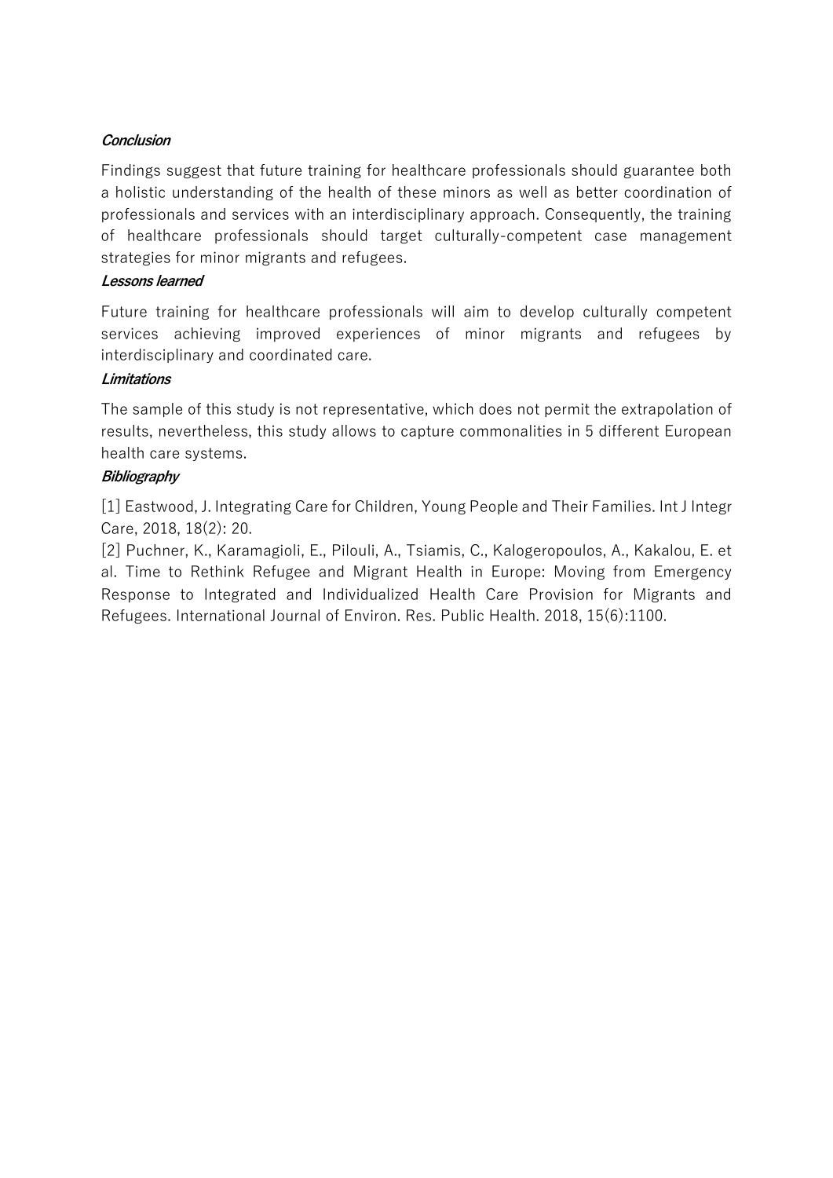***Conclusion***

Findings suggest that future training for healthcare professionals should guarantee both a holistic understanding of the health of these minors as well as better coordination of professionals and services with an interdisciplinary approach. Consequently, the training of healthcare professionals should target culturally-competent case management strategies for minor migrants and refugees.

***Lessons learned***

Future training for healthcare professionals will aim to develop culturally competent services achieving improved experiences of minor migrants and refugees by interdisciplinary and coordinated care.

***Limitations***

The sample of this study is not representative, which does not permit the extrapolation of results, nevertheless, this study allows to capture commonalities in 5 different European health care systems.

***Bibliography***

[1] Eastwood, J. Integrating Care for Children, Young People and Their Families. Int J Integr Care, 2018, 18(2): 20.

[2] Puchner, K., Karamagioli, E., Pilouli, A., Tsiamis, C., Kalogeropoulos, A., Kakalou, E. et al. Time to Rethink Refugee and Migrant Health in Europe: Moving from Emergency Response to Integrated and Individualized Health Care Provision for Migrants and Refugees. International Journal of Environ. Res. Public Health. 2018, 15(6):1100.